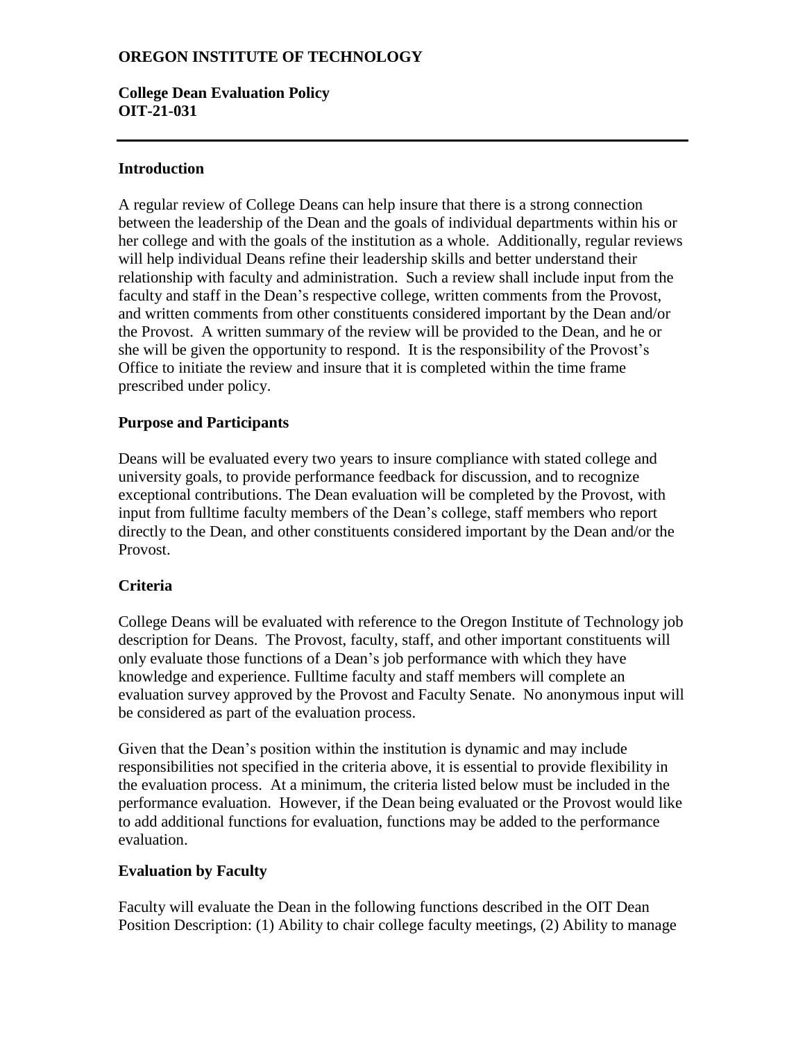# OREGON INSTITUTE OF TECHNOLOGY

**College Dean Evaluation Policy**
**OIT-21-031**

---

## Introduction

A regular review of College Deans can help insure that there is a strong connection between the leadership of the Dean and the goals of individual departments within his or her college and with the goals of the institution as a whole. Additionally, regular reviews will help individual Deans refine their leadership skills and better understand their relationship with faculty and administration. Such a review shall include input from the faculty and staff in the Dean's respective college, written comments from the Provost, and written comments from other constituents considered important by the Dean and/or the Provost. A written summary of the review will be provided to the Dean, and he or she will be given the opportunity to respond. It is the responsibility of the Provost's Office to initiate the review and insure that it is completed within the time frame prescribed under policy.

## Purpose and Participants

Deans will be evaluated every two years to insure compliance with stated college and university goals, to provide performance feedback for discussion, and to recognize exceptional contributions. The Dean evaluation will be completed by the Provost, with input from fulltime faculty members of the Dean's college, staff members who report directly to the Dean, and other constituents considered important by the Dean and/or the Provost.

## Criteria

College Deans will be evaluated with reference to the Oregon Institute of Technology job description for Deans. The Provost, faculty, staff, and other important constituents will only evaluate those functions of a Dean's job performance with which they have knowledge and experience. Fulltime faculty and staff members will complete an evaluation survey approved by the Provost and Faculty Senate. No anonymous input will be considered as part of the evaluation process.

Given that the Dean's position within the institution is dynamic and may include responsibilities not specified in the criteria above, it is essential to provide flexibility in the evaluation process. At a minimum, the criteria listed below must be included in the performance evaluation. However, if the Dean being evaluated or the Provost would like to add additional functions for evaluation, functions may be added to the performance evaluation.

## Evaluation by Faculty

Faculty will evaluate the Dean in the following functions described in the OIT Dean Position Description: (1) Ability to chair college faculty meetings, (2) Ability to manage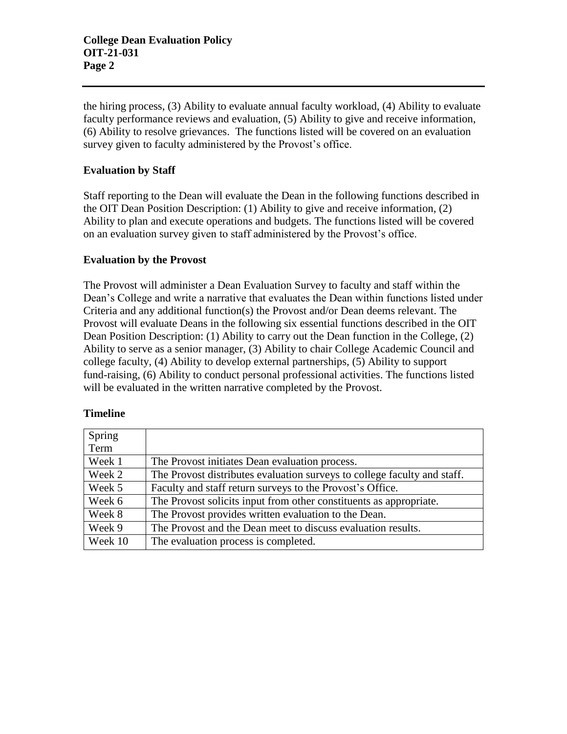the hiring process, (3) Ability to evaluate annual faculty workload, (4) Ability to evaluate faculty performance reviews and evaluation, (5) Ability to give and receive information, (6) Ability to resolve grievances. The functions listed will be covered on an evaluation survey given to faculty administered by the Provost's office.

### Evaluation by Staff

Staff reporting to the Dean will evaluate the Dean in the following functions described in the OIT Dean Position Description: (1) Ability to give and receive information, (2) Ability to plan and execute operations and budgets. The functions listed will be covered on an evaluation survey given to staff administered by the Provost's office.

### Evaluation by the Provost

The Provost will administer a Dean Evaluation Survey to faculty and staff within the Dean's College and write a narrative that evaluates the Dean within functions listed under Criteria and any additional function(s) the Provost and/or Dean deems relevant. The Provost will evaluate Deans in the following six essential functions described in the OIT Dean Position Description: (1) Ability to carry out the Dean function in the College, (2) Ability to serve as a senior manager, (3) Ability to chair College Academic Council and college faculty, (4) Ability to develop external partnerships, (5) Ability to support fund-raising, (6) Ability to conduct personal professional activities. The functions listed will be evaluated in the written narrative completed by the Provost.

### Timeline

| Spring Term | |
|---|---|
| Week 1 | The Provost initiates Dean evaluation process. |
| Week 2 | The Provost distributes evaluation surveys to college faculty and staff. |
| Week 5 | Faculty and staff return surveys to the Provost's Office. |
| Week 6 | The Provost solicits input from other constituents as appropriate. |
| Week 8 | The Provost provides written evaluation to the Dean. |
| Week 9 | The Provost and the Dean meet to discuss evaluation results. |
| Week 10 | The evaluation process is completed. |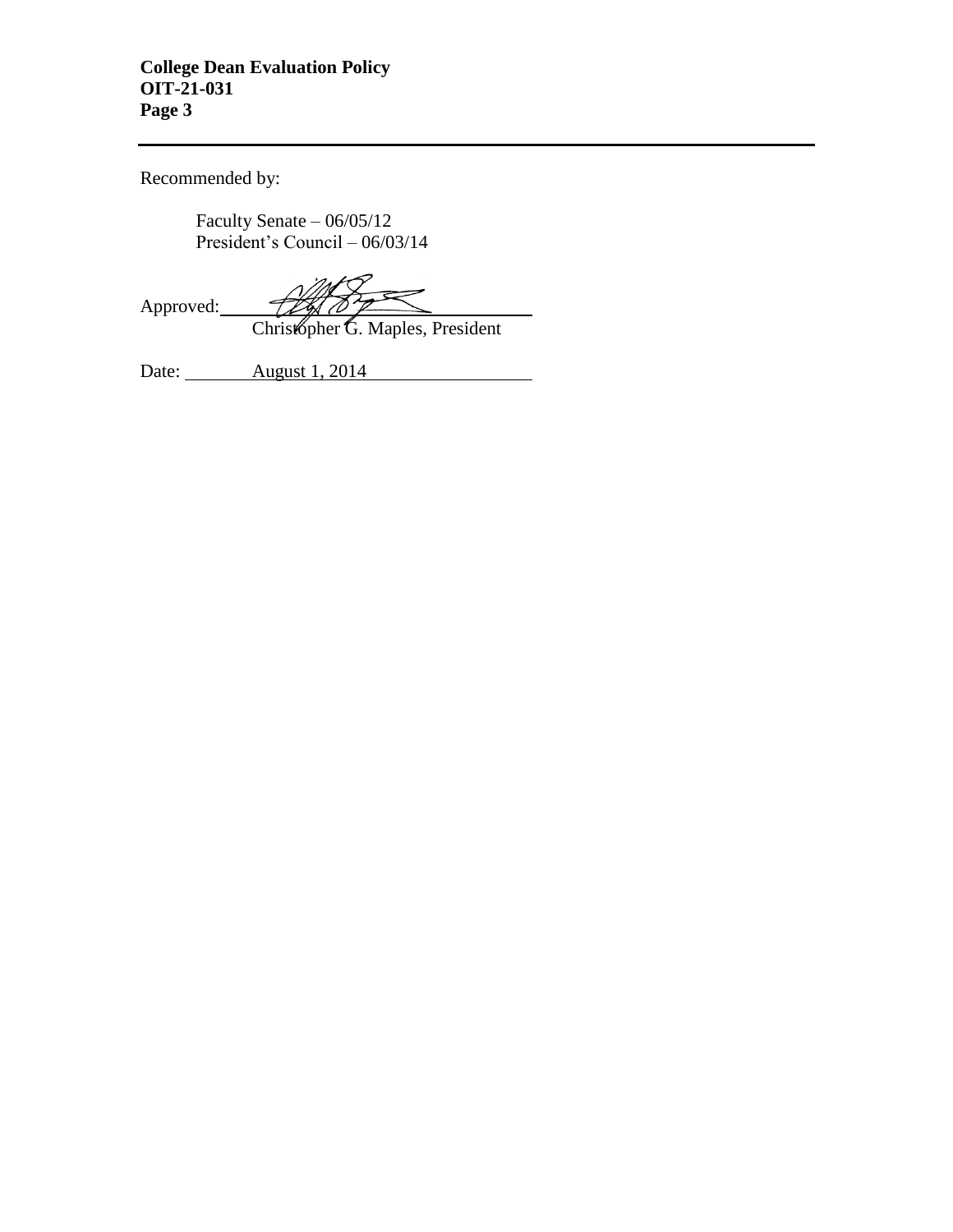Recommended by:

Faculty Senate – 06/05/12
President's Council – 06/03/14

Approved: ______________________
Christopher G. Maples, President

Date: August 1, 2014